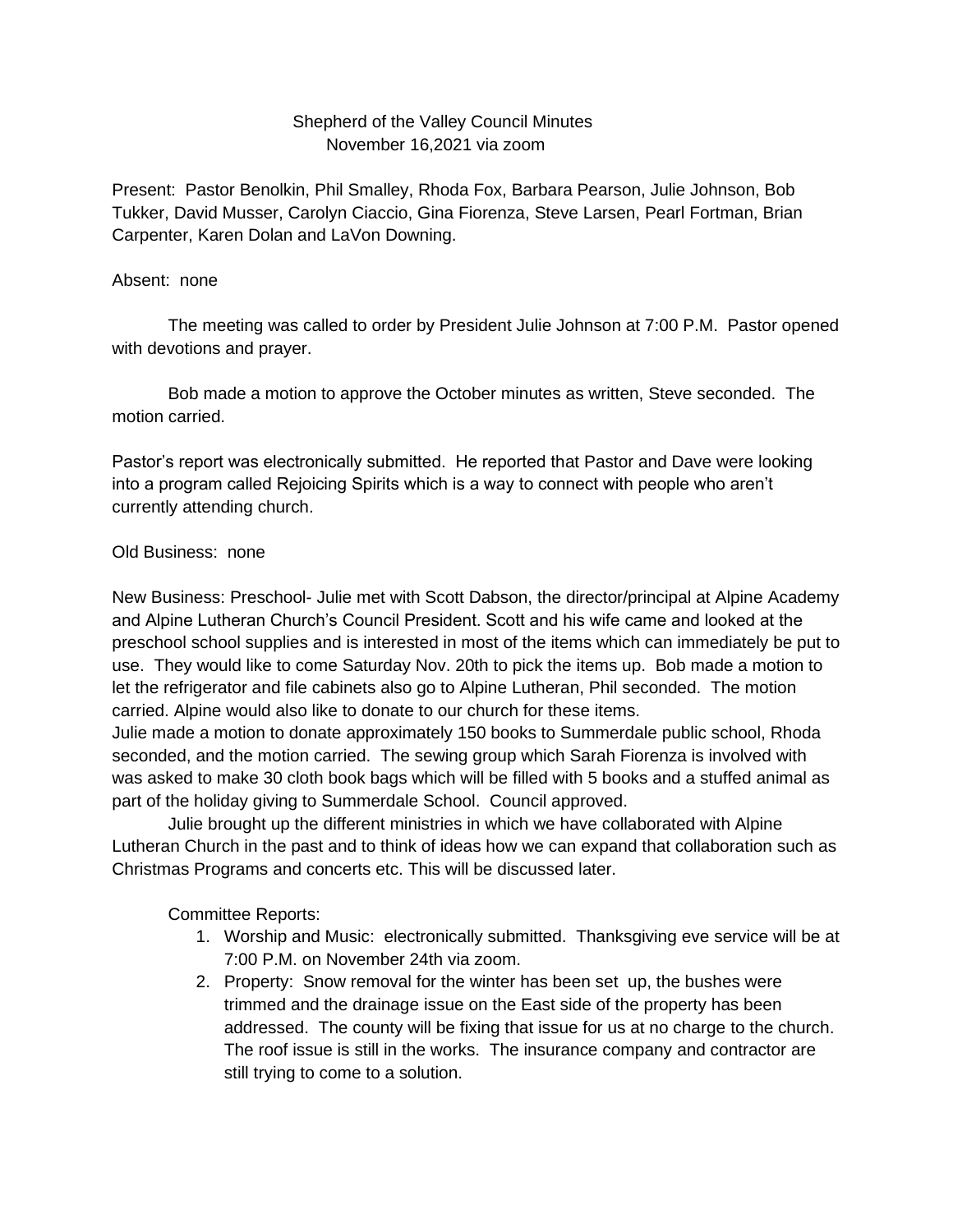Shepherd of the Valley Council Minutes
November 16,2021 via zoom

Present: Pastor Benolkin, Phil Smalley, Rhoda Fox, Barbara Pearson, Julie Johnson, Bob Tukker, David Musser, Carolyn Ciaccio, Gina Fiorenza, Steve Larsen, Pearl Fortman, Brian Carpenter, Karen Dolan and LaVon Downing.

Absent: none

The meeting was called to order by President Julie Johnson at 7:00 P.M. Pastor opened with devotions and prayer.

Bob made a motion to approve the October minutes as written, Steve seconded. The motion carried.

Pastor's report was electronically submitted. He reported that Pastor and Dave were looking into a program called Rejoicing Spirits which is a way to connect with people who aren't currently attending church.

Old Business: none

New Business: Preschool- Julie met with Scott Dabson, the director/principal at Alpine Academy and Alpine Lutheran Church's Council President. Scott and his wife came and looked at the preschool school supplies and is interested in most of the items which can immediately be put to use. They would like to come Saturday Nov. 20th to pick the items up. Bob made a motion to let the refrigerator and file cabinets also go to Alpine Lutheran, Phil seconded. The motion carried. Alpine would also like to donate to our church for these items.
Julie made a motion to donate approximately 150 books to Summerdale public school, Rhoda seconded, and the motion carried. The sewing group which Sarah Fiorenza is involved with was asked to make 30 cloth book bags which will be filled with 5 books and a stuffed animal as part of the holiday giving to Summerdale School. Council approved.

Julie brought up the different ministries in which we have collaborated with Alpine Lutheran Church in the past and to think of ideas how we can expand that collaboration such as Christmas Programs and concerts etc. This will be discussed later.

Committee Reports:

1. Worship and Music: electronically submitted. Thanksgiving eve service will be at 7:00 P.M. on November 24th via zoom.
2. Property: Snow removal for the winter has been set up, the bushes were trimmed and the drainage issue on the East side of the property has been addressed. The county will be fixing that issue for us at no charge to the church. The roof issue is still in the works. The insurance company and contractor are still trying to come to a solution.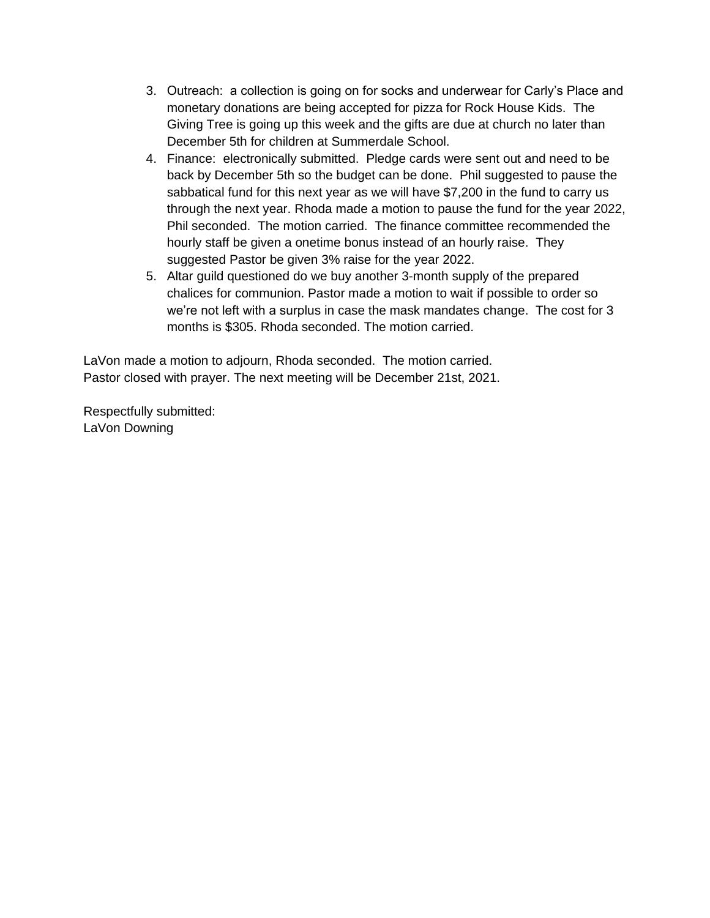3. Outreach: a collection is going on for socks and underwear for Carly's Place and monetary donations are being accepted for pizza for Rock House Kids. The Giving Tree is going up this week and the gifts are due at church no later than December 5th for children at Summerdale School.
4. Finance: electronically submitted. Pledge cards were sent out and need to be back by December 5th so the budget can be done. Phil suggested to pause the sabbatical fund for this next year as we will have $7,200 in the fund to carry us through the next year. Rhoda made a motion to pause the fund for the year 2022, Phil seconded. The motion carried. The finance committee recommended the hourly staff be given a onetime bonus instead of an hourly raise. They suggested Pastor be given 3% raise for the year 2022.
5. Altar guild questioned do we buy another 3-month supply of the prepared chalices for communion. Pastor made a motion to wait if possible to order so we're not left with a surplus in case the mask mandates change. The cost for 3 months is $305. Rhoda seconded. The motion carried.

LaVon made a motion to adjourn, Rhoda seconded. The motion carried.
Pastor closed with prayer. The next meeting will be December 21st, 2021.

Respectfully submitted:
LaVon Downing